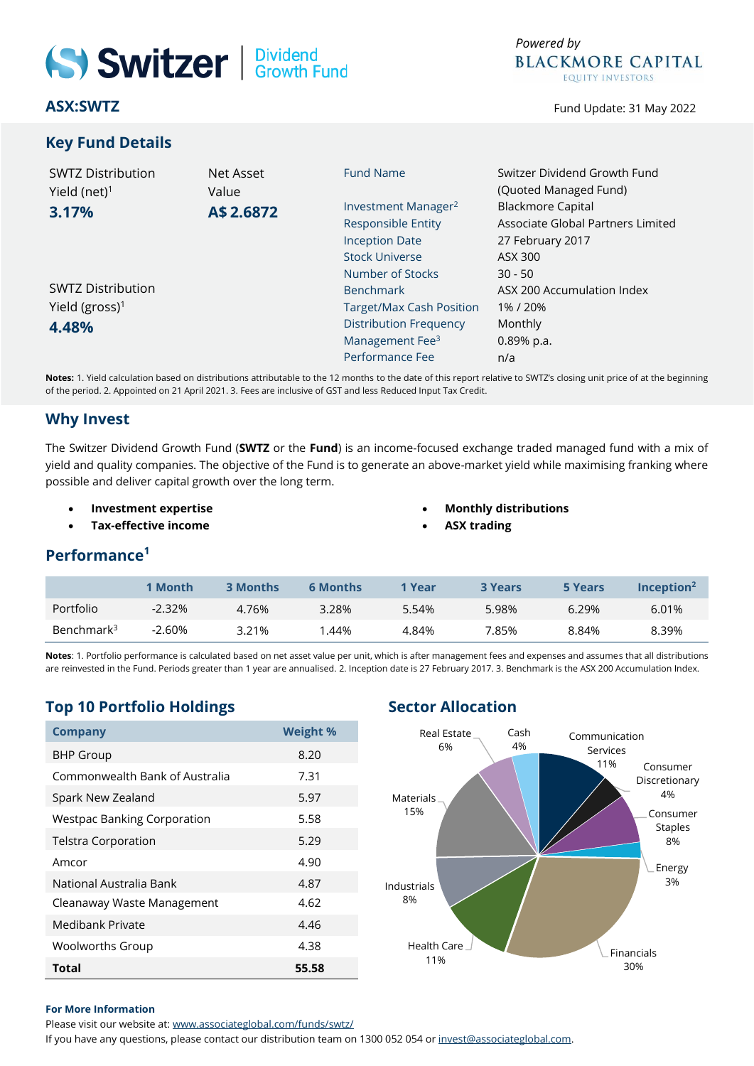Switzer | Dividend Growth Fund

Powered by BLACKMORE CAPITAL EQUITY INVESTORS

**ASX:SWTZ**

Fund Update: 31 May 2022

## Key Fund Details

SWTZ Distribution Yield (net)[1]
**3.17%**

Net Asset Value
**A$ 2.6872**

SWTZ Distribution Yield (gross)[1]
**4.48%**

| | |
|---|---|
| Fund Name | Switzer Dividend Growth Fund (Quoted Managed Fund) |
| Investment Manager[2] | Blackmore Capital |
| Responsible Entity | Associate Global Partners Limited |
| Inception Date | 27 February 2017 |
| Stock Universe | ASX 300 |
| Number of Stocks | 30 - 50 |
| Benchmark | ASX 200 Accumulation Index |
| Target/Max Cash Position | 1% / 20% |
| Distribution Frequency | Monthly |
| Management Fee[3] | 0.89% p.a. |
| Performance Fee | n/a |

**Notes:** 1. Yield calculation based on distributions attributable to the 12 months to the date of this report relative to SWTZ's closing unit price of at the beginning of the period. 2. Appointed on 21 April 2021. 3. Fees are inclusive of GST and less Reduced Input Tax Credit.

## Why Invest

The Switzer Dividend Growth Fund (**SWTZ** or the **Fund**) is an income-focused exchange traded managed fund with a mix of yield and quality companies. The objective of the Fund is to generate an above-market yield while maximising franking where possible and deliver capital growth over the long term.

- **Investment expertise**
- **Tax-effective income**
- **Monthly distributions**
- **ASX trading**

## Performance[1]

| | 1 Month | 3 Months | 6 Months | 1 Year | 3 Years | 5 Years | Inception[2] |
|---|---|---|---|---|---|---|---|
| Portfolio | -2.32% | 4.76% | 3.28% | 5.54% | 5.98% | 6.29% | 6.01% |
| Benchmark[3] | -2.60% | 3.21% | 1.44% | 4.84% | 7.85% | 8.84% | 8.39% |

**Notes**: 1. Portfolio performance is calculated based on net asset value per unit, which is after management fees and expenses and assumes that all distributions are reinvested in the Fund. Periods greater than 1 year are annualised. 2. Inception date is 27 February 2017. 3. Benchmark is the ASX 200 Accumulation Index.

## Top 10 Portfolio Holdings

| Company | Weight % |
|---|---|
| BHP Group | 8.20 |
| Commonwealth Bank of Australia | 7.31 |
| Spark New Zealand | 5.97 |
| Westpac Banking Corporation | 5.58 |
| Telstra Corporation | 5.29 |
| Amcor | 4.90 |
| National Australia Bank | 4.87 |
| Cleanaway Waste Management | 4.62 |
| Medibank Private | 4.46 |
| Woolworths Group | 4.38 |
| **Total** | **55.58** |

## Sector Allocation

| Sector | Allocation |
|---|---|
| Communication Services | 11% |
| Consumer Discretionary | 4% |
| Consumer Staples | 8% |
| Energy | 3% |
| Financials | 30% |
| Health Care | 11% |
| Industrials | 8% |
| Materials | 15% |
| Real Estate | 6% |
| Cash | 4% |

**For More Information**

Please visit our website at: www.associateglobal.com/funds/swtz/

If you have any questions, please contact our distribution team on 1300 052 054 or invest@associateglobal.com.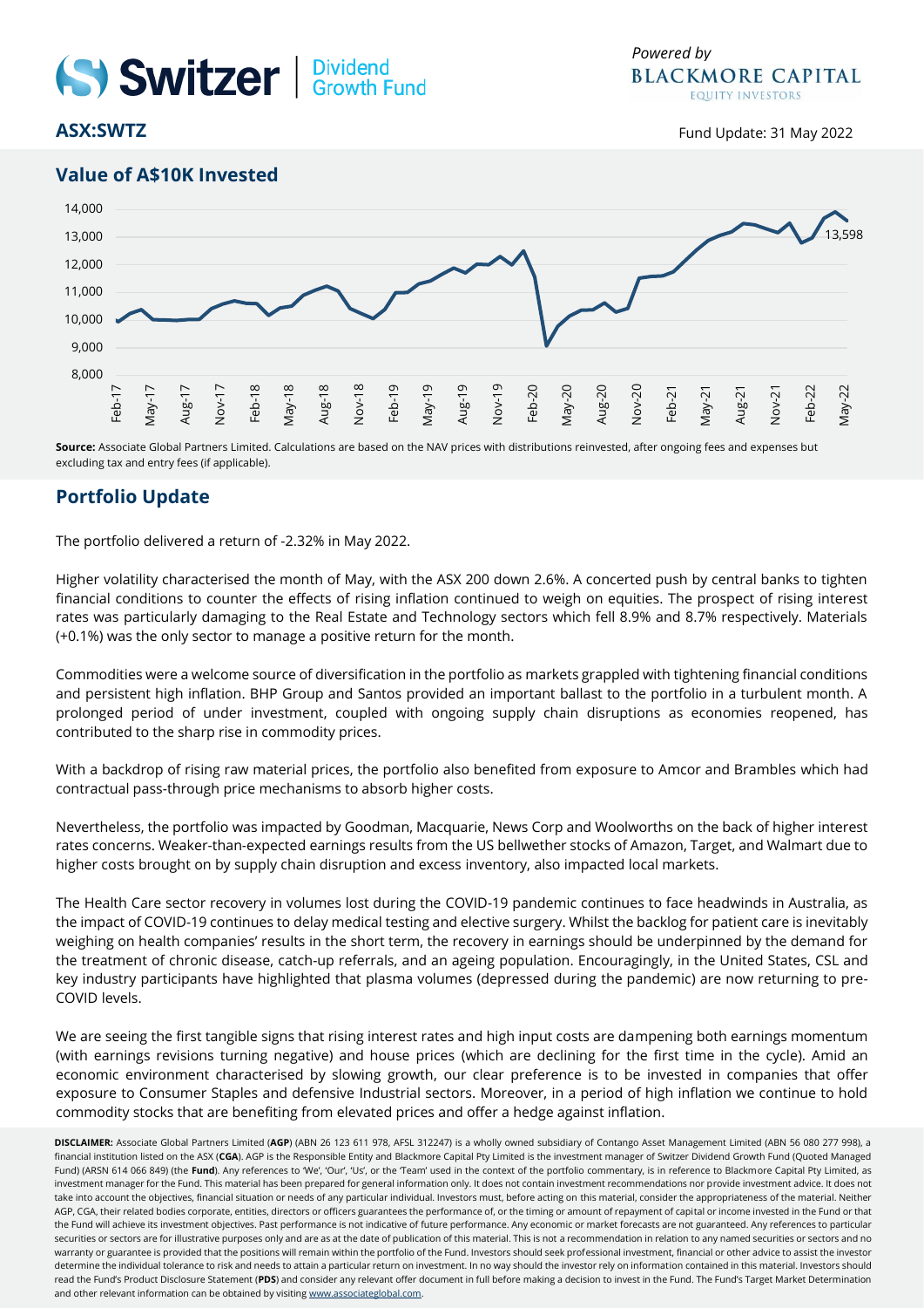Switzer | Dividend Growth Fund

Powered by BLACKMORE CAPITAL EQUITY INVESTORS

**ASX:SWTZ**

Fund Update: 31 May 2022

## Value of A$10K Invested

14,000
13,000
12,000
11,000
10,000
9,000
8,000

Feb-17 May-17 Aug-17 Nov-17 Feb-18 May-18 Aug-18 Nov-18 Feb-19 May-19 Aug-19 Nov-19 Feb-20 May-20 Aug-20 Nov-20 Feb-21 May-21 Aug-21 Nov-21 Feb-22 May-22

13,598

**Source:** Associate Global Partners Limited. Calculations are based on the NAV prices with distributions reinvested, after ongoing fees and expenses but excluding tax and entry fees (if applicable).

## Portfolio Update

The portfolio delivered a return of -2.32% in May 2022.

Higher volatility characterised the month of May, with the ASX 200 down 2.6%. A concerted push by central banks to tighten financial conditions to counter the effects of rising inflation continued to weigh on equities. The prospect of rising interest rates was particularly damaging to the Real Estate and Technology sectors which fell 8.9% and 8.7% respectively. Materials (+0.1%) was the only sector to manage a positive return for the month.

Commodities were a welcome source of diversification in the portfolio as markets grappled with tightening financial conditions and persistent high inflation. BHP Group and Santos provided an important ballast to the portfolio in a turbulent month. A prolonged period of under investment, coupled with ongoing supply chain disruptions as economies reopened, has contributed to the sharp rise in commodity prices.

With a backdrop of rising raw material prices, the portfolio also benefited from exposure to Amcor and Brambles which had contractual pass-through price mechanisms to absorb higher costs.

Nevertheless, the portfolio was impacted by Goodman, Macquarie, News Corp and Woolworths on the back of higher interest rates concerns. Weaker-than-expected earnings results from the US bellwether stocks of Amazon, Target, and Walmart due to higher costs brought on by supply chain disruption and excess inventory, also impacted local markets.

The Health Care sector recovery in volumes lost during the COVID-19 pandemic continues to face headwinds in Australia, as the impact of COVID-19 continues to delay medical testing and elective surgery. Whilst the backlog for patient care is inevitably weighing on health companies' results in the short term, the recovery in earnings should be underpinned by the demand for the treatment of chronic disease, catch-up referrals, and an ageing population. Encouragingly, in the United States, CSL and key industry participants have highlighted that plasma volumes (depressed during the pandemic) are now returning to pre-COVID levels.

We are seeing the first tangible signs that rising interest rates and high input costs are dampening both earnings momentum (with earnings revisions turning negative) and house prices (which are declining for the first time in the cycle). Amid an economic environment characterised by slowing growth, our clear preference is to be invested in companies that offer exposure to Consumer Staples and defensive Industrial sectors. Moreover, in a period of high inflation we continue to hold commodity stocks that are benefiting from elevated prices and offer a hedge against inflation.

**DISCLAIMER:** Associate Global Partners Limited (**AGP**) (ABN 26 123 611 978, AFSL 312247) is a wholly owned subsidiary of Contango Asset Management Limited (ABN 56 080 277 998), a financial institution listed on the ASX (**CGA**). AGP is the Responsible Entity and Blackmore Capital Pty Limited is the investment manager of Switzer Dividend Growth Fund (Quoted Managed Fund) (ARSN 614 066 849) (the **Fund**). Any references to 'We', 'Our', 'Us', or the 'Team' used in the context of the portfolio commentary, is in reference to Blackmore Capital Pty Limited, as investment manager for the Fund. This material has been prepared for general information only. It does not contain investment recommendations nor provide investment advice. It does not take into account the objectives, financial situation or needs of any particular individual. Investors must, before acting on this material, consider the appropriateness of the material. Neither AGP, CGA, their related bodies corporate, entities, directors or officers guarantees the performance of, or the timing or amount of repayment of capital or income invested in the Fund or that the Fund will achieve its investment objectives. Past performance is not indicative of future performance. Any economic or market forecasts are not guaranteed. Any references to particular securities or sectors are for illustrative purposes only and are as at the date of publication of this material. This is not a recommendation in relation to any named securities or sectors and no warranty or guarantee is provided that the positions will remain within the portfolio of the Fund. Investors should seek professional investment, financial or other advice to assist the investor determine the individual tolerance to risk and needs to attain a particular return on investment. In no way should the investor rely on information contained in this material. Investors should read the Fund's Product Disclosure Statement (**PDS**) and consider any relevant offer document in full before making a decision to invest in the Fund. The Fund's Target Market Determination and other relevant information can be obtained by visiting www.associateglobal.com.